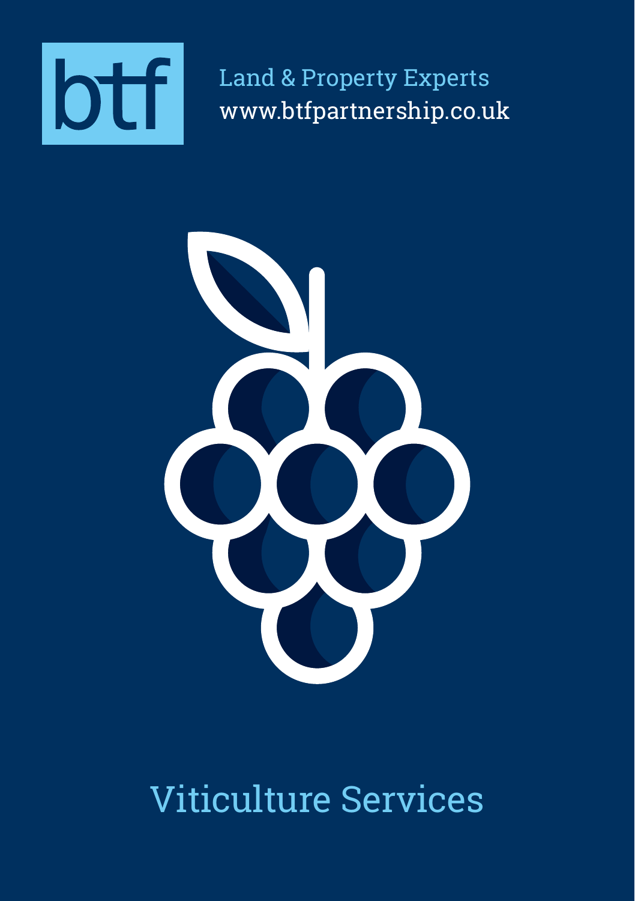btf

Land & Property Experts
www.btfpartnership.co.uk

# Viticulture Services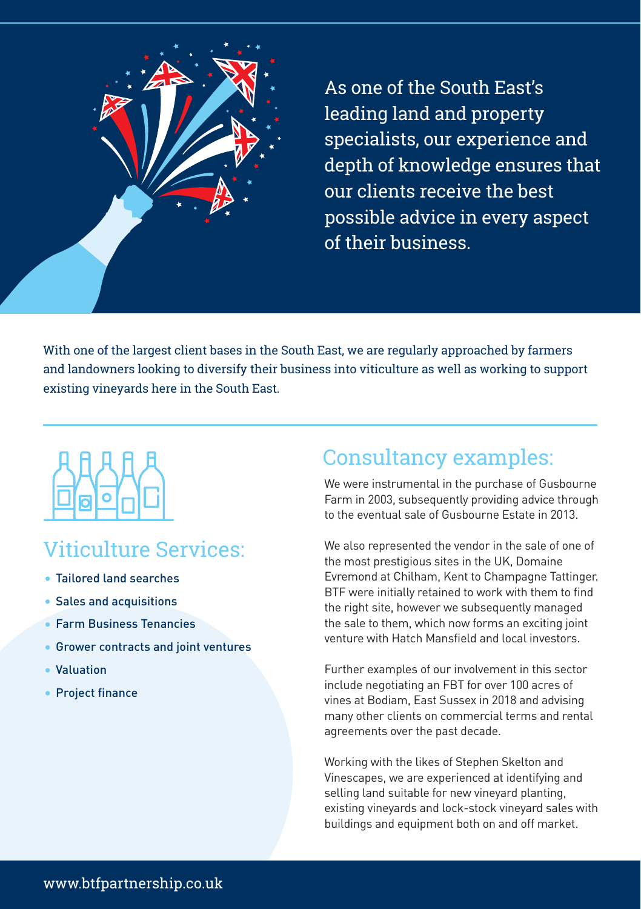As one of the South East's leading land and property specialists, our experience and depth of knowledge ensures that our clients receive the best possible advice in every aspect of their business.

With one of the largest client bases in the South East, we are regularly approached by farmers and landowners looking to diversify their business into viticulture as well as working to support existing vineyards here in the South East.

## Viticulture Services:

- Tailored land searches
- Sales and acquisitions
- Farm Business Tenancies
- Grower contracts and joint ventures
- Valuation
- Project finance

## Consultancy examples:

We were instrumental in the purchase of Gusbourne Farm in 2003, subsequently providing advice through to the eventual sale of Gusbourne Estate in 2013.

We also represented the vendor in the sale of one of the most prestigious sites in the UK, Domaine Evremond at Chilham, Kent to Champagne Tattinger. BTF were initially retained to work with them to find the right site, however we subsequently managed the sale to them, which now forms an exciting joint venture with Hatch Mansfield and local investors.

Further examples of our involvement in this sector include negotiating an FBT for over 100 acres of vines at Bodiam, East Sussex in 2018 and advising many other clients on commercial terms and rental agreements over the past decade.

Working with the likes of Stephen Skelton and Vinescapes, we are experienced at identifying and selling land suitable for new vineyard planting, existing vineyards and lock-stock vineyard sales with buildings and equipment both on and off market.

www.btfpartnership.co.uk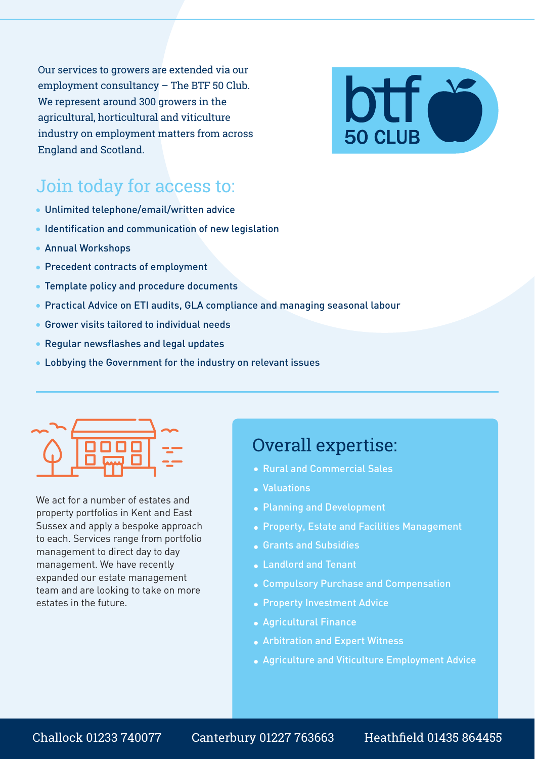Our services to growers are extended via our employment consultancy – The BTF 50 Club. We represent around 300 growers in the agricultural, horticultural and viticulture industry on employment matters from across England and Scotland.

btf 50 CLUB

## Join today for access to:

- Unlimited telephone/email/written advice
- Identification and communication of new legislation
- Annual Workshops
- Precedent contracts of employment
- Template policy and procedure documents
- Practical Advice on ETI audits, GLA compliance and managing seasonal labour
- Grower visits tailored to individual needs
- Regular newsflashes and legal updates
- Lobbying the Government for the industry on relevant issues

We act for a number of estates and property portfolios in Kent and East Sussex and apply a bespoke approach to each. Services range from portfolio management to direct day to day management. We have recently expanded our estate management team and are looking to take on more estates in the future.

## Overall expertise:

- Rural and Commercial Sales
- Valuations
- Planning and Development
- Property, Estate and Facilities Management
- Grants and Subsidies
- Landlord and Tenant
- Compulsory Purchase and Compensation
- Property Investment Advice
- Agricultural Finance
- Arbitration and Expert Witness
- Agriculture and Viticulture Employment Advice

Challock 01233 740077 Canterbury 01227 763663 Heathfield 01435 864455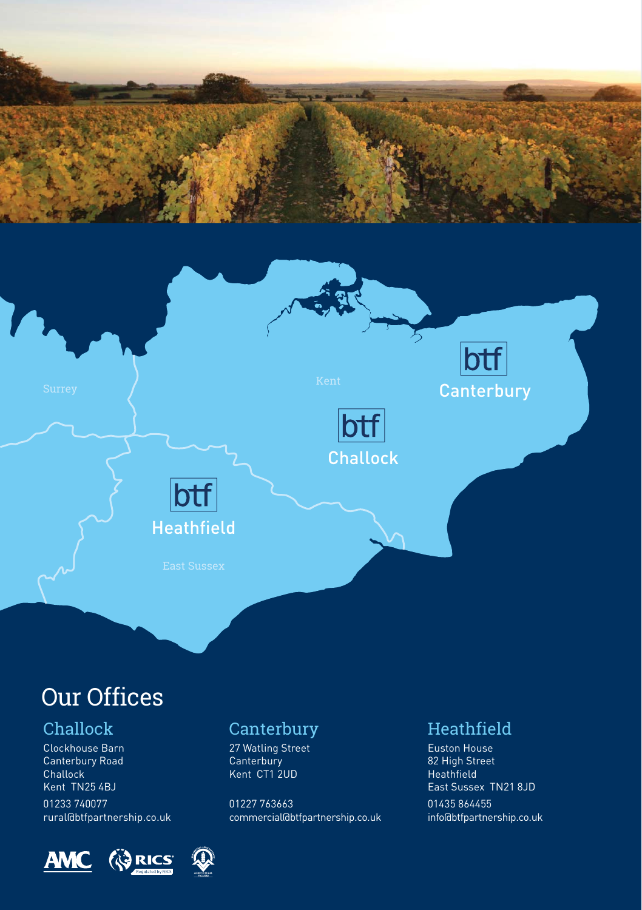Surrey

Kent

East Sussex

btf
Canterbury

btf
Challock

btf
Heathfield

# Our Offices

## Challock

Clockhouse Barn
Canterbury Road
Challock
Kent TN25 4BJ

01233 740077
rural@btfpartnership.co.uk

## Canterbury

27 Watling Street
Canterbury
Kent CT1 2UD

01227 763663
commercial@btfpartnership.co.uk

## Heathfield

Euston House
82 High Street
Heathfield
East Sussex TN21 8JD

01435 864455
info@btfpartnership.co.uk

AMC RICS Regulated by RICS